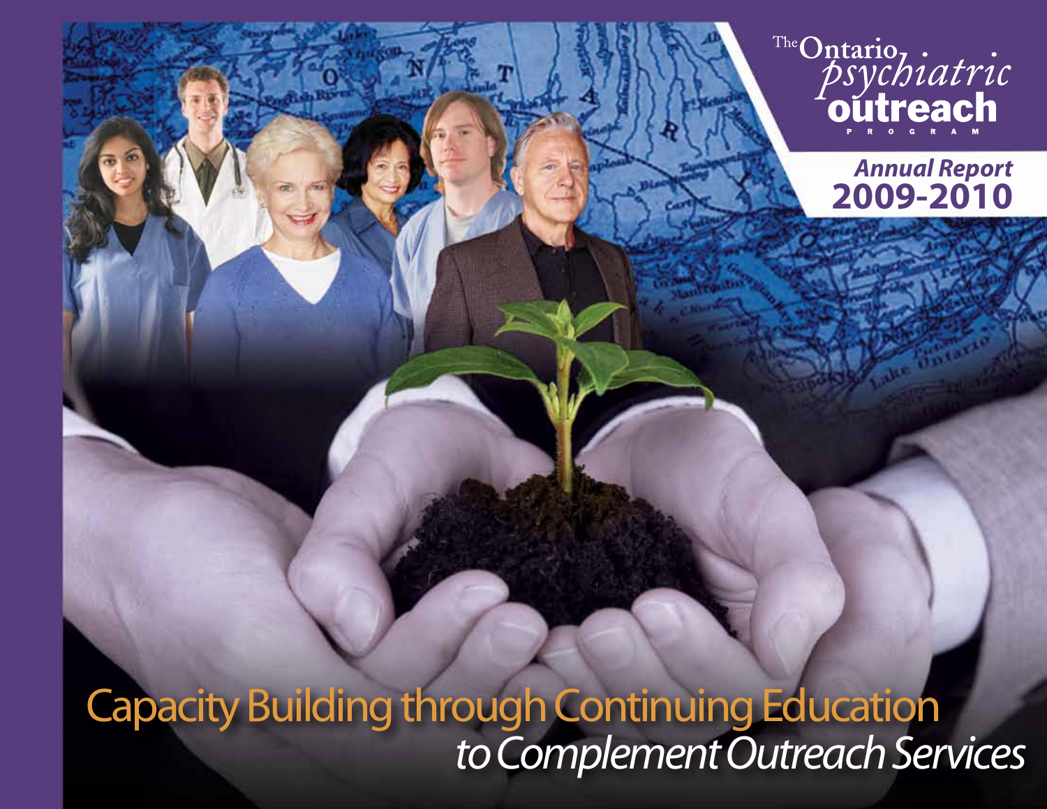The Ontario psychiatric outreach PROGRAM

# Annual Report 2009-2010

## Capacity Building through Continuing Education *to Complement Outreach Services*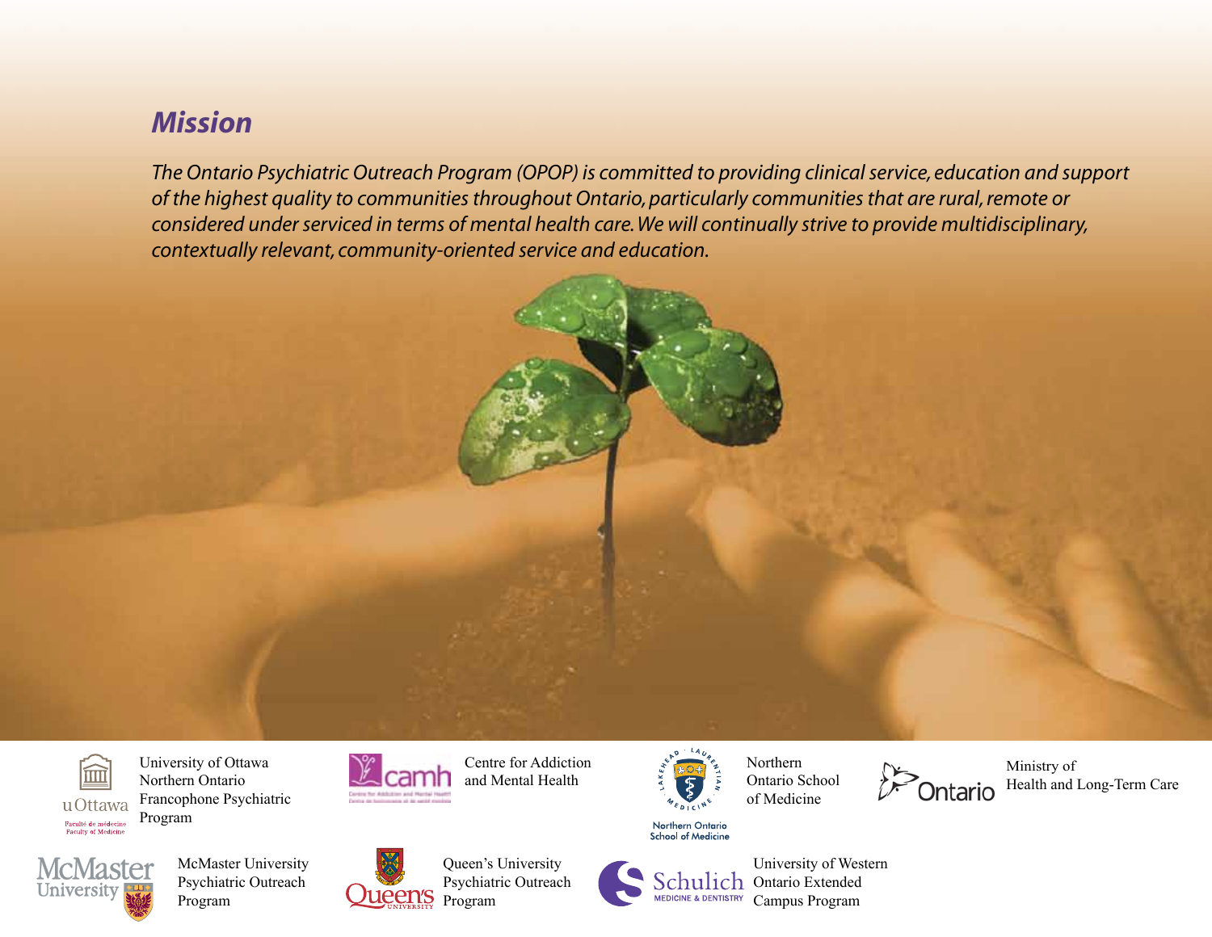## *Mission*

*The Ontario Psychiatric Outreach Program (OPOP) is committed to providing clinical service, education and support of the highest quality to communities throughout Ontario, particularly communities that are rural, remote or considered under serviced in terms of mental health care. We will continually strive to provide multidisciplinary, contextually relevant, community-oriented service and education.*

University of Ottawa Northern Ontario Francophone Psychiatric Program

Centre for Addiction and Mental Health

Northern Ontario School of Medicine

Ministry of Health and Long-Term Care

McMaster University Psychiatric Outreach Program

Queen's University Psychiatric Outreach Program

University of Western Ontario Extended Campus Program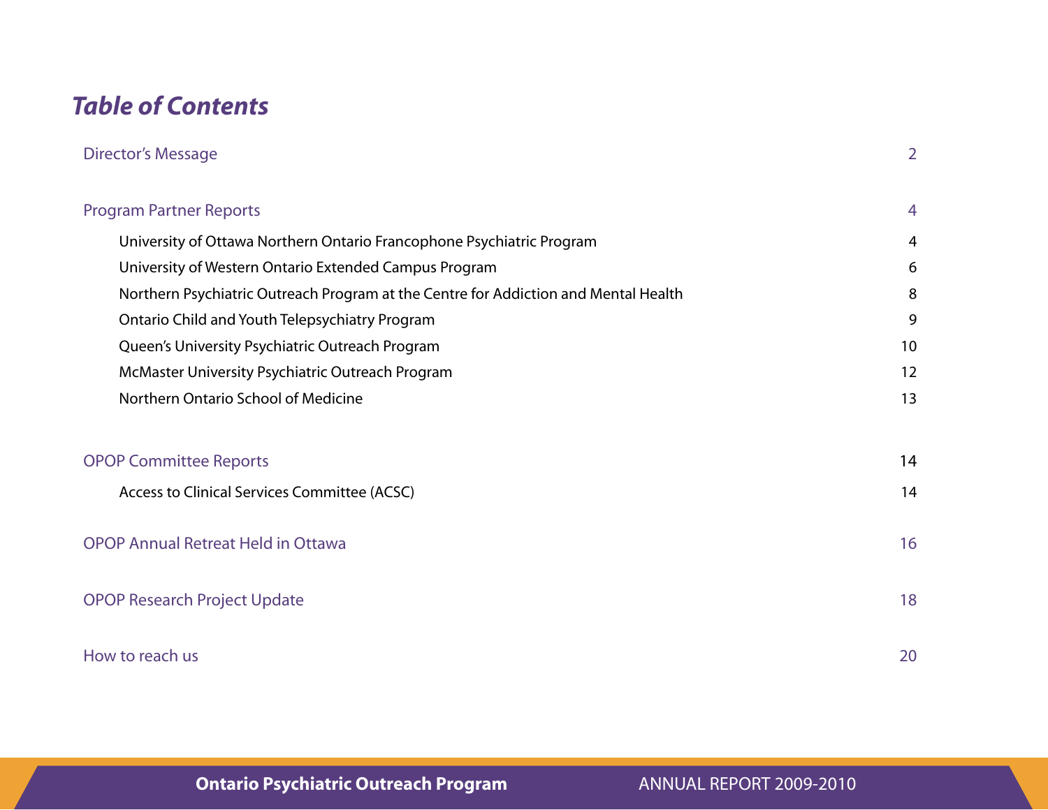# *Table of Contents*

| | |
|---|---|
| Director's Message | 2 |
| Program Partner Reports | 4 |
| University of Ottawa Northern Ontario Francophone Psychiatric Program | 4 |
| University of Western Ontario Extended Campus Program | 6 |
| Northern Psychiatric Outreach Program at the Centre for Addiction and Mental Health | 8 |
| Ontario Child and Youth Telepsychiatry Program | 9 |
| Queen's University Psychiatric Outreach Program | 10 |
| McMaster University Psychiatric Outreach Program | 12 |
| Northern Ontario School of Medicine | 13 |
| OPOP Committee Reports | 14 |
| Access to Clinical Services Committee (ACSC) | 14 |
| OPOP Annual Retreat Held in Ottawa | 16 |
| OPOP Research Project Update | 18 |
| How to reach us | 20 |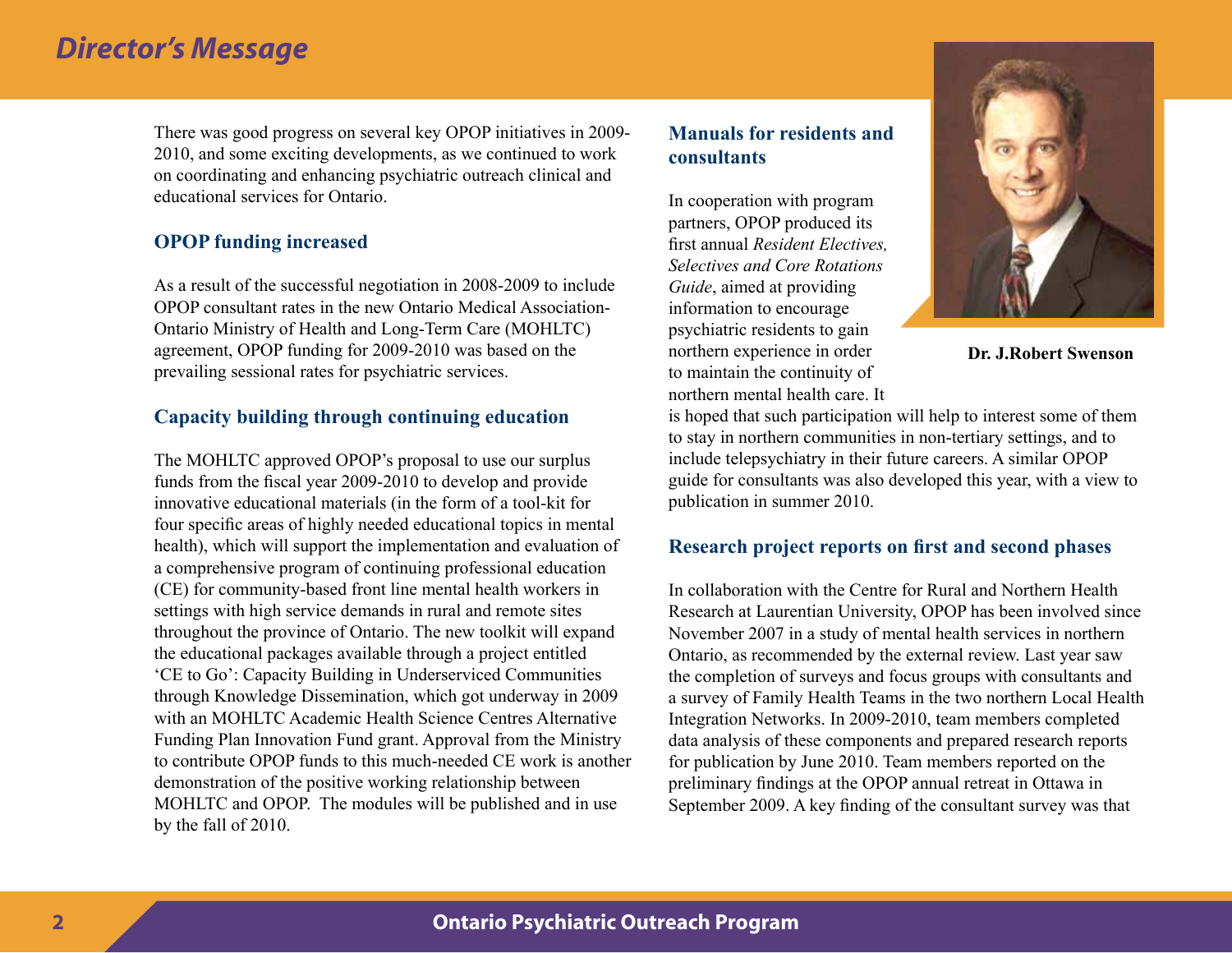# Director's Message

There was good progress on several key OPOP initiatives in 2009-2010, and some exciting developments, as we continued to work on coordinating and enhancing psychiatric outreach clinical and educational services for Ontario.

## OPOP funding increased

As a result of the successful negotiation in 2008-2009 to include OPOP consultant rates in the new Ontario Medical Association-Ontario Ministry of Health and Long-Term Care (MOHLTC) agreement, OPOP funding for 2009-2010 was based on the prevailing sessional rates for psychiatric services.

## Capacity building through continuing education

The MOHLTC approved OPOP's proposal to use our surplus funds from the fiscal year 2009-2010 to develop and provide innovative educational materials (in the form of a tool-kit for four specific areas of highly needed educational topics in mental health), which will support the implementation and evaluation of a comprehensive program of continuing professional education (CE) for community-based front line mental health workers in settings with high service demands in rural and remote sites throughout the province of Ontario. The new toolkit will expand the educational packages available through a project entitled 'CE to Go': Capacity Building in Underserviced Communities through Knowledge Dissemination, which got underway in 2009 with an MOHLTC Academic Health Science Centres Alternative Funding Plan Innovation Fund grant. Approval from the Ministry to contribute OPOP funds to this much-needed CE work is another demonstration of the positive working relationship between MOHLTC and OPOP. The modules will be published and in use by the fall of 2010.

## Manuals for residents and consultants

**Dr. J.Robert Swenson**

In cooperation with program partners, OPOP produced its first annual *Resident Electives, Selectives and Core Rotations Guide*, aimed at providing information to encourage psychiatric residents to gain northern experience in order to maintain the continuity of northern mental health care. It is hoped that such participation will help to interest some of them to stay in northern communities in non-tertiary settings, and to include telepsychiatry in their future careers. A similar OPOP guide for consultants was also developed this year, with a view to publication in summer 2010.

## Research project reports on first and second phases

In collaboration with the Centre for Rural and Northern Health Research at Laurentian University, OPOP has been involved since November 2007 in a study of mental health services in northern Ontario, as recommended by the external review. Last year saw the completion of surveys and focus groups with consultants and a survey of Family Health Teams in the two northern Local Health Integration Networks. In 2009-2010, team members completed data analysis of these components and prepared research reports for publication by June 2010. Team members reported on the preliminary findings at the OPOP annual retreat in Ottawa in September 2009. A key finding of the consultant survey was that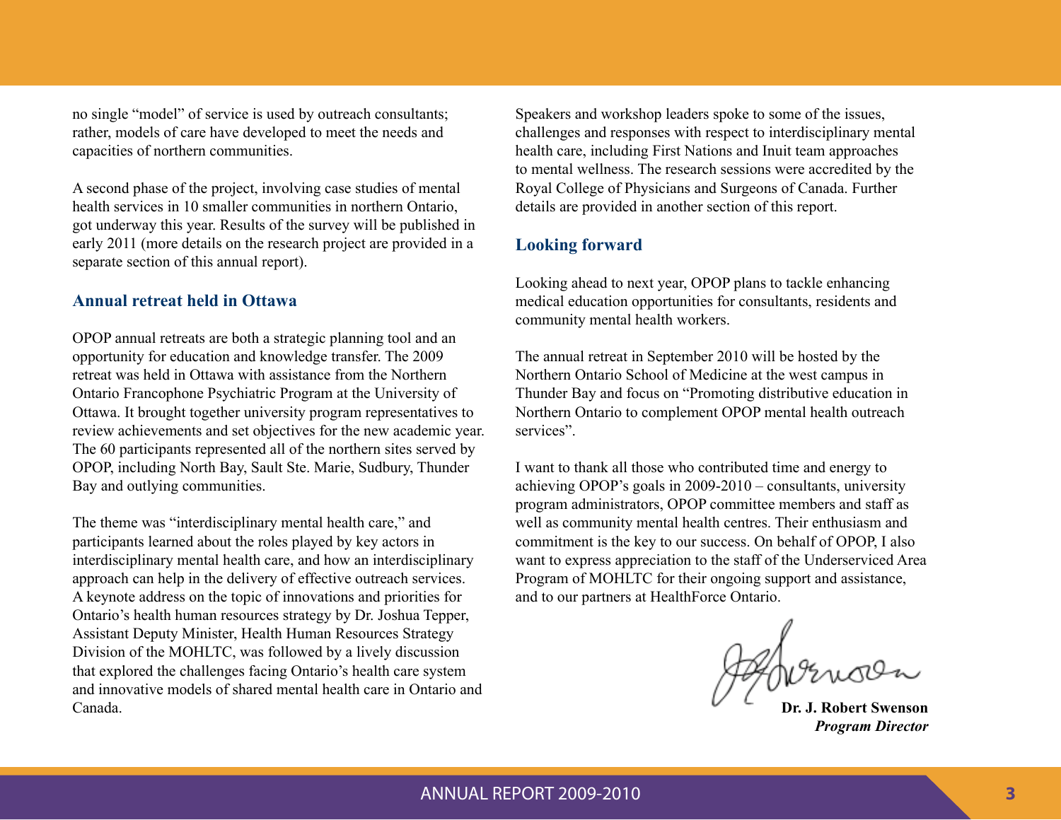no single “model” of service is used by outreach consultants; rather, models of care have developed to meet the needs and capacities of northern communities.

A second phase of the project, involving case studies of mental health services in 10 smaller communities in northern Ontario, got underway this year. Results of the survey will be published in early 2011 (more details on the research project are provided in a separate section of this annual report).

### Annual retreat held in Ottawa

OPOP annual retreats are both a strategic planning tool and an opportunity for education and knowledge transfer. The 2009 retreat was held in Ottawa with assistance from the Northern Ontario Francophone Psychiatric Program at the University of Ottawa. It brought together university program representatives to review achievements and set objectives for the new academic year. The 60 participants represented all of the northern sites served by OPOP, including North Bay, Sault Ste. Marie, Sudbury, Thunder Bay and outlying communities.

The theme was “interdisciplinary mental health care,” and participants learned about the roles played by key actors in interdisciplinary mental health care, and how an interdisciplinary approach can help in the delivery of effective outreach services. A keynote address on the topic of innovations and priorities for Ontario’s health human resources strategy by Dr. Joshua Tepper, Assistant Deputy Minister, Health Human Resources Strategy Division of the MOHLTC, was followed by a lively discussion that explored the challenges facing Ontario’s health care system and innovative models of shared mental health care in Ontario and Canada.

Speakers and workshop leaders spoke to some of the issues, challenges and responses with respect to interdisciplinary mental health care, including First Nations and Inuit team approaches to mental wellness. The research sessions were accredited by the Royal College of Physicians and Surgeons of Canada. Further details are provided in another section of this report.

### Looking forward

Looking ahead to next year, OPOP plans to tackle enhancing medical education opportunities for consultants, residents and community mental health workers.

The annual retreat in September 2010 will be hosted by the Northern Ontario School of Medicine at the west campus in Thunder Bay and focus on “Promoting distributive education in Northern Ontario to complement OPOP mental health outreach services”.

I want to thank all those who contributed time and energy to achieving OPOP’s goals in 2009-2010 – consultants, university program administrators, OPOP committee members and staff as well as community mental health centres. Their enthusiasm and commitment is the key to our success. On behalf of OPOP, I also want to express appreciation to the staff of the Underserviced Area Program of MOHLTC for their ongoing support and assistance, and to our partners at HealthForce Ontario.

**Dr. J. Robert Swenson**
***Program Director***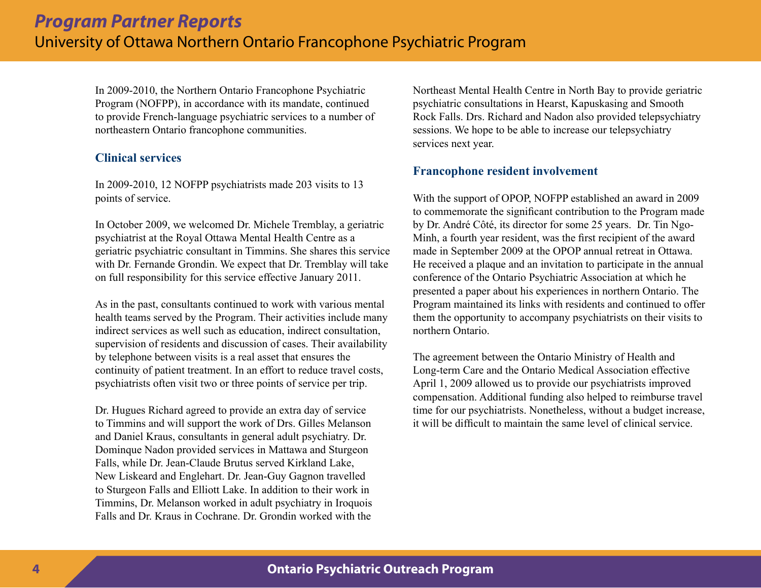# Program Partner Reports

## University of Ottawa Northern Ontario Francophone Psychiatric Program

In 2009-2010, the Northern Ontario Francophone Psychiatric Program (NOFPP), in accordance with its mandate, continued to provide French-language psychiatric services to a number of northeastern Ontario francophone communities.

### Clinical services

In 2009-2010, 12 NOFPP psychiatrists made 203 visits to 13 points of service.

In October 2009, we welcomed Dr. Michele Tremblay, a geriatric psychiatrist at the Royal Ottawa Mental Health Centre as a geriatric psychiatric consultant in Timmins. She shares this service with Dr. Fernande Grondin. We expect that Dr. Tremblay will take on full responsibility for this service effective January 2011.

As in the past, consultants continued to work with various mental health teams served by the Program. Their activities include many indirect services as well such as education, indirect consultation, supervision of residents and discussion of cases. Their availability by telephone between visits is a real asset that ensures the continuity of patient treatment. In an effort to reduce travel costs, psychiatrists often visit two or three points of service per trip.

Dr. Hugues Richard agreed to provide an extra day of service to Timmins and will support the work of Drs. Gilles Melanson and Daniel Kraus, consultants in general adult psychiatry. Dr. Dominque Nadon provided services in Mattawa and Sturgeon Falls, while Dr. Jean-Claude Brutus served Kirkland Lake, New Liskeard and Englehart. Dr. Jean-Guy Gagnon travelled to Sturgeon Falls and Elliott Lake. In addition to their work in Timmins, Dr. Melanson worked in adult psychiatry in Iroquois Falls and Dr. Kraus in Cochrane. Dr. Grondin worked with the Northeast Mental Health Centre in North Bay to provide geriatric psychiatric consultations in Hearst, Kapuskasing and Smooth Rock Falls. Drs. Richard and Nadon also provided telepsychiatry sessions. We hope to be able to increase our telepsychiatry services next year.

### Francophone resident involvement

With the support of OPOP, NOFPP established an award in 2009 to commemorate the significant contribution to the Program made by Dr. André Côté, its director for some 25 years. Dr. Tin Ngo-Minh, a fourth year resident, was the first recipient of the award made in September 2009 at the OPOP annual retreat in Ottawa. He received a plaque and an invitation to participate in the annual conference of the Ontario Psychiatric Association at which he presented a paper about his experiences in northern Ontario. The Program maintained its links with residents and continued to offer them the opportunity to accompany psychiatrists on their visits to northern Ontario.

The agreement between the Ontario Ministry of Health and Long-term Care and the Ontario Medical Association effective April 1, 2009 allowed us to provide our psychiatrists improved compensation. Additional funding also helped to reimburse travel time for our psychiatrists. Nonetheless, without a budget increase, it will be difficult to maintain the same level of clinical service.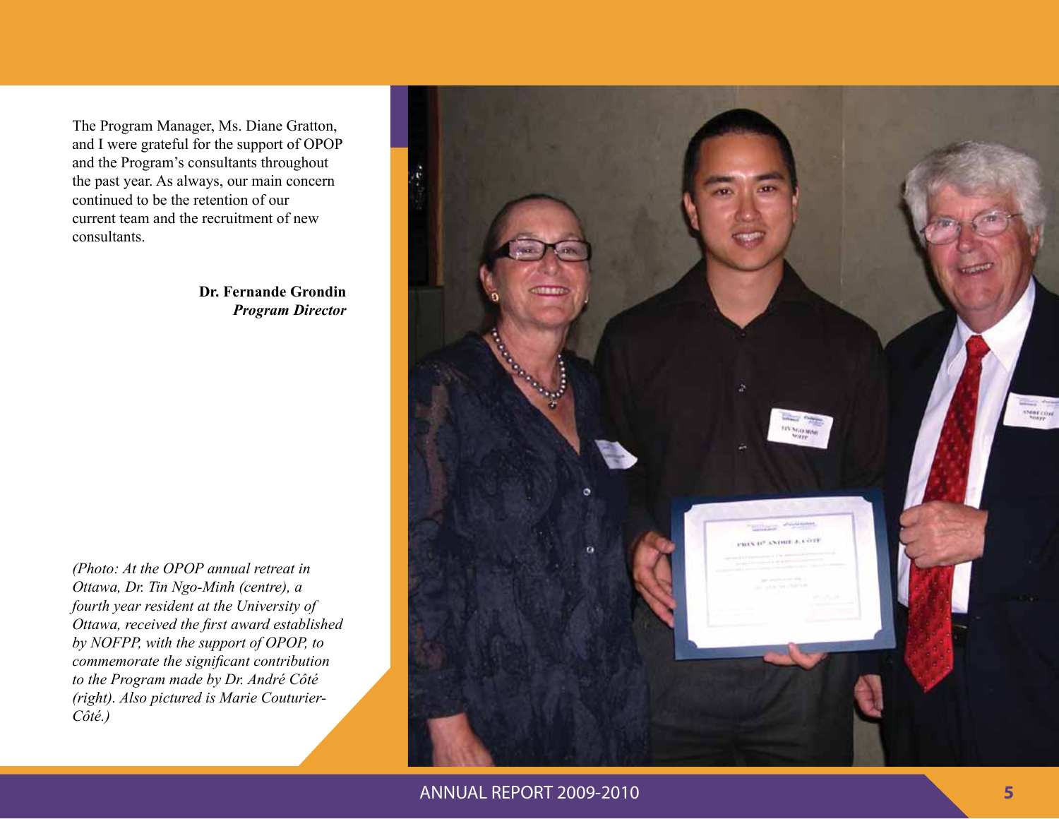The Program Manager, Ms. Diane Gratton, and I were grateful for the support of OPOP and the Program's consultants throughout the past year. As always, our main concern continued to be the retention of our current team and the recruitment of new consultants.

**Dr. Fernande Grondin**
***Program Director***

*(Photo: At the OPOP annual retreat in Ottawa, Dr. Tin Ngo-Minh (centre), a fourth year resident at the University of Ottawa, received the first award established by NOFPP, with the support of OPOP, to commemorate the significant contribution to the Program made by Dr. André Côté (right). Also pictured is Marie Couturier-Côté.)*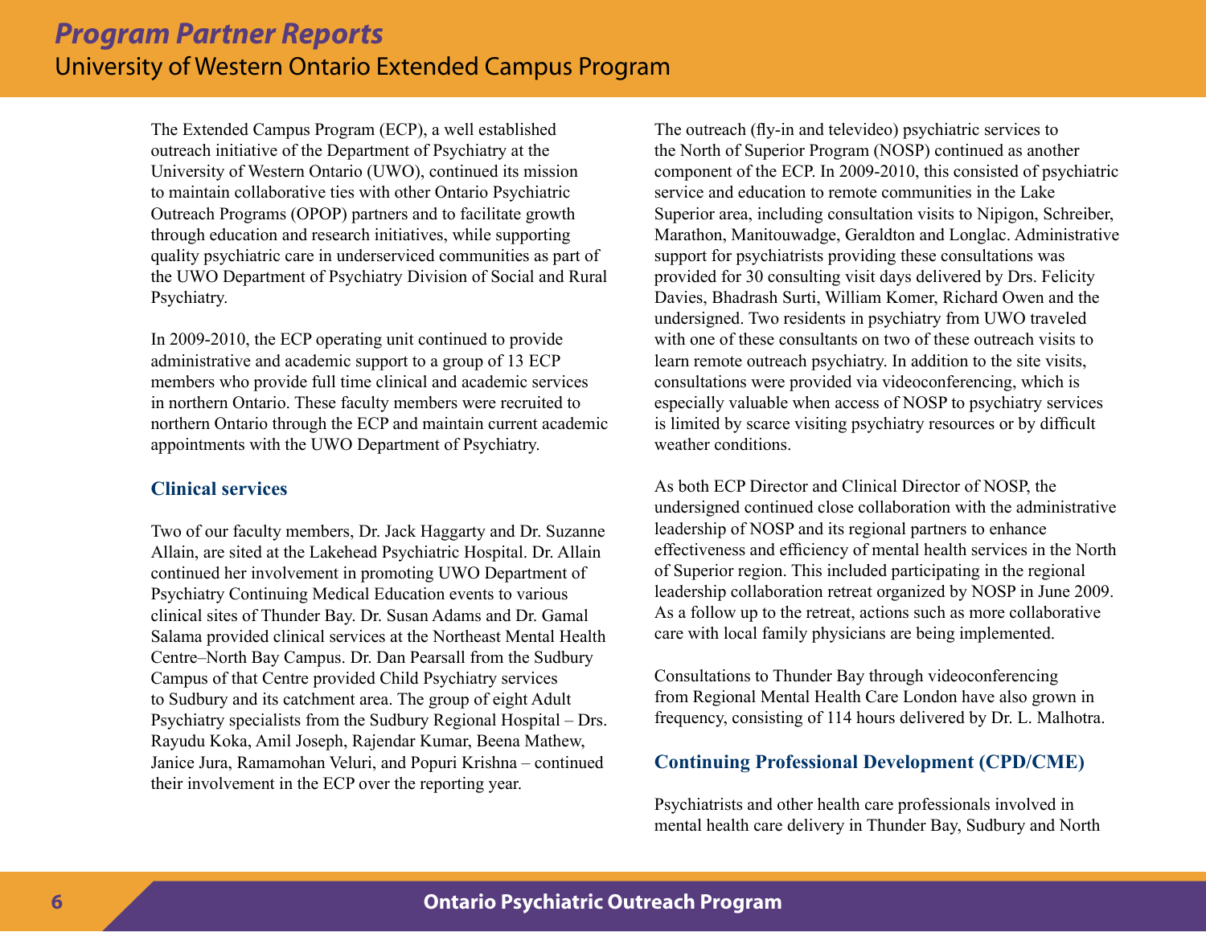# Program Partner Reports

## University of Western Ontario Extended Campus Program

The Extended Campus Program (ECP), a well established outreach initiative of the Department of Psychiatry at the University of Western Ontario (UWO), continued its mission to maintain collaborative ties with other Ontario Psychiatric Outreach Programs (OPOP) partners and to facilitate growth through education and research initiatives, while supporting quality psychiatric care in underserviced communities as part of the UWO Department of Psychiatry Division of Social and Rural Psychiatry.

In 2009-2010, the ECP operating unit continued to provide administrative and academic support to a group of 13 ECP members who provide full time clinical and academic services in northern Ontario. These faculty members were recruited to northern Ontario through the ECP and maintain current academic appointments with the UWO Department of Psychiatry.

### Clinical services

Two of our faculty members, Dr. Jack Haggarty and Dr. Suzanne Allain, are sited at the Lakehead Psychiatric Hospital. Dr. Allain continued her involvement in promoting UWO Department of Psychiatry Continuing Medical Education events to various clinical sites of Thunder Bay. Dr. Susan Adams and Dr. Gamal Salama provided clinical services at the Northeast Mental Health Centre–North Bay Campus. Dr. Dan Pearsall from the Sudbury Campus of that Centre provided Child Psychiatry services to Sudbury and its catchment area. The group of eight Adult Psychiatry specialists from the Sudbury Regional Hospital – Drs. Rayudu Koka, Amil Joseph, Rajendar Kumar, Beena Mathew, Janice Jura, Ramamohan Veluri, and Popuri Krishna – continued their involvement in the ECP over the reporting year.

The outreach (fly-in and televideo) psychiatric services to the North of Superior Program (NOSP) continued as another component of the ECP. In 2009-2010, this consisted of psychiatric service and education to remote communities in the Lake Superior area, including consultation visits to Nipigon, Schreiber, Marathon, Manitouwadge, Geraldton and Longlac. Administrative support for psychiatrists providing these consultations was provided for 30 consulting visit days delivered by Drs. Felicity Davies, Bhadrash Surti, William Komer, Richard Owen and the undersigned. Two residents in psychiatry from UWO traveled with one of these consultants on two of these outreach visits to learn remote outreach psychiatry. In addition to the site visits, consultations were provided via videoconferencing, which is especially valuable when access of NOSP to psychiatry services is limited by scarce visiting psychiatry resources or by difficult weather conditions.

As both ECP Director and Clinical Director of NOSP, the undersigned continued close collaboration with the administrative leadership of NOSP and its regional partners to enhance effectiveness and efficiency of mental health services in the North of Superior region. This included participating in the regional leadership collaboration retreat organized by NOSP in June 2009. As a follow up to the retreat, actions such as more collaborative care with local family physicians are being implemented.

Consultations to Thunder Bay through videoconferencing from Regional Mental Health Care London have also grown in frequency, consisting of 114 hours delivered by Dr. L. Malhotra.

### Continuing Professional Development (CPD/CME)

Psychiatrists and other health care professionals involved in mental health care delivery in Thunder Bay, Sudbury and North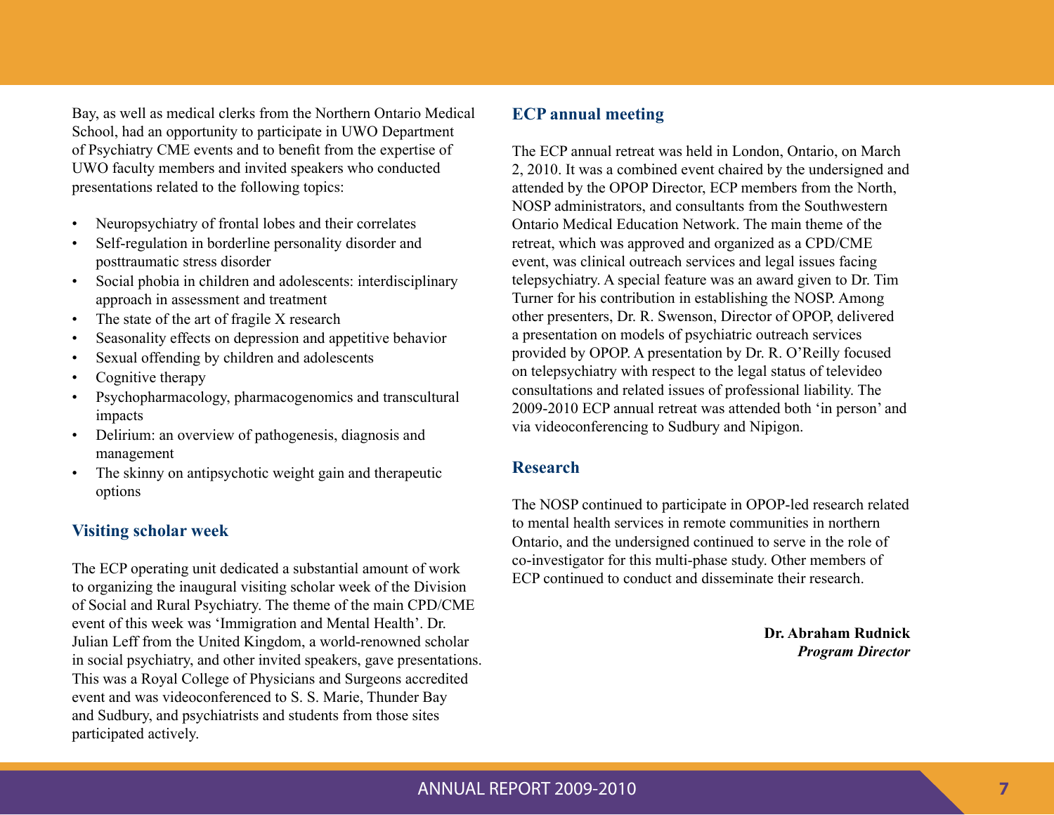Bay, as well as medical clerks from the Northern Ontario Medical School, had an opportunity to participate in UWO Department of Psychiatry CME events and to benefit from the expertise of UWO faculty members and invited speakers who conducted presentations related to the following topics:

- Neuropsychiatry of frontal lobes and their correlates
- Self-regulation in borderline personality disorder and posttraumatic stress disorder
- Social phobia in children and adolescents: interdisciplinary approach in assessment and treatment
- The state of the art of fragile X research
- Seasonality effects on depression and appetitive behavior
- Sexual offending by children and adolescents
- Cognitive therapy
- Psychopharmacology, pharmacogenomics and transcultural impacts
- Delirium: an overview of pathogenesis, diagnosis and management
- The skinny on antipsychotic weight gain and therapeutic options

## Visiting scholar week

The ECP operating unit dedicated a substantial amount of work to organizing the inaugural visiting scholar week of the Division of Social and Rural Psychiatry. The theme of the main CPD/CME event of this week was 'Immigration and Mental Health'. Dr. Julian Leff from the United Kingdom, a world-renowned scholar in social psychiatry, and other invited speakers, gave presentations. This was a Royal College of Physicians and Surgeons accredited event and was videoconferenced to S. S. Marie, Thunder Bay and Sudbury, and psychiatrists and students from those sites participated actively.

## ECP annual meeting

The ECP annual retreat was held in London, Ontario, on March 2, 2010. It was a combined event chaired by the undersigned and attended by the OPOP Director, ECP members from the North, NOSP administrators, and consultants from the Southwestern Ontario Medical Education Network. The main theme of the retreat, which was approved and organized as a CPD/CME event, was clinical outreach services and legal issues facing telepsychiatry. A special feature was an award given to Dr. Tim Turner for his contribution in establishing the NOSP. Among other presenters, Dr. R. Swenson, Director of OPOP, delivered a presentation on models of psychiatric outreach services provided by OPOP. A presentation by Dr. R. O'Reilly focused on telepsychiatry with respect to the legal status of televideo consultations and related issues of professional liability. The 2009-2010 ECP annual retreat was attended both 'in person' and via videoconferencing to Sudbury and Nipigon.

## Research

The NOSP continued to participate in OPOP-led research related to mental health services in remote communities in northern Ontario, and the undersigned continued to serve in the role of co-investigator for this multi-phase study. Other members of ECP continued to conduct and disseminate their research.

**Dr. Abraham Rudnick**
***Program Director***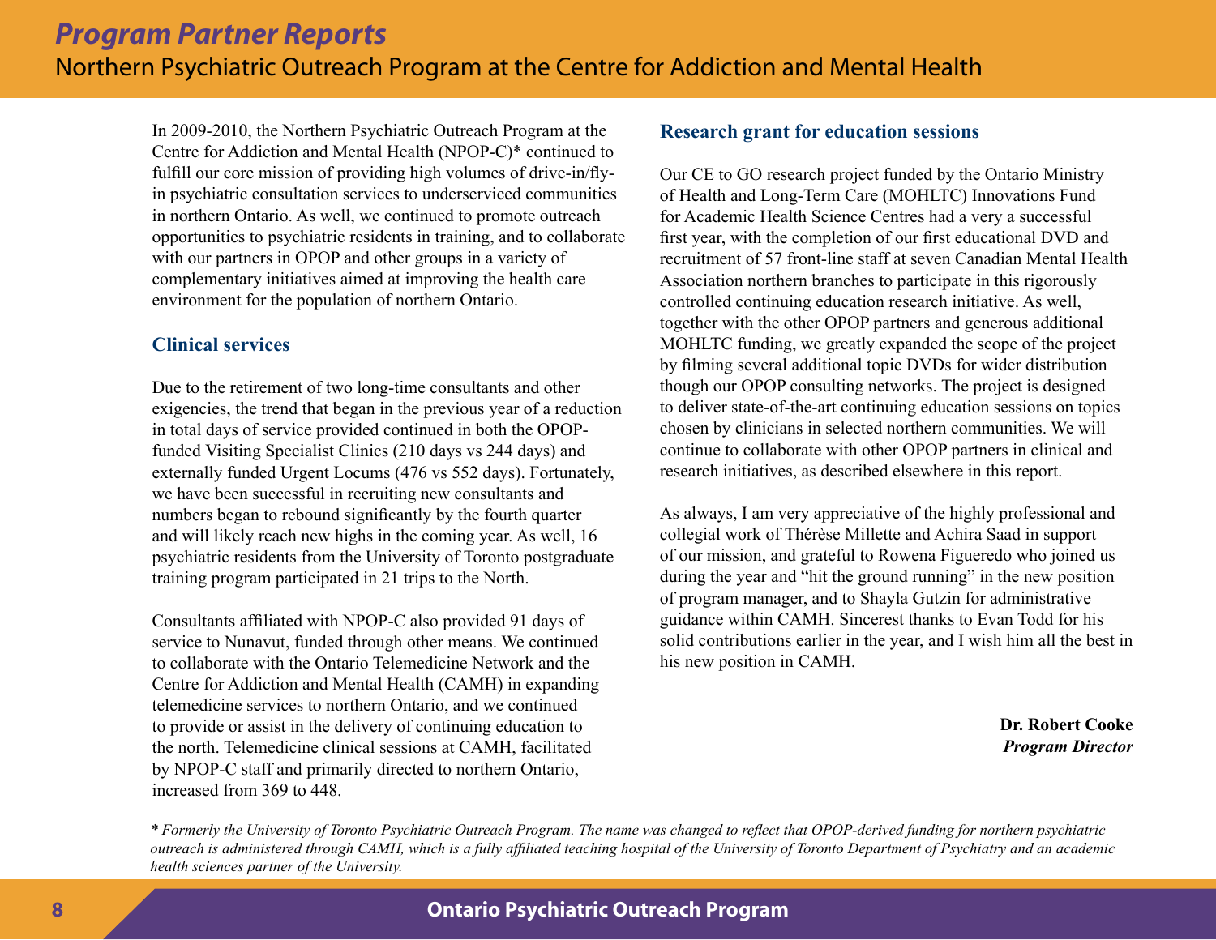## *Program Partner Reports*

# Northern Psychiatric Outreach Program at the Centre for Addiction and Mental Health

In 2009-2010, the Northern Psychiatric Outreach Program at the Centre for Addiction and Mental Health (NPOP-C)* continued to fulfill our core mission of providing high volumes of drive-in/fly-in psychiatric consultation services to underserviced communities in northern Ontario. As well, we continued to promote outreach opportunities to psychiatric residents in training, and to collaborate with our partners in OPOP and other groups in a variety of complementary initiatives aimed at improving the health care environment for the population of northern Ontario.

### Clinical services

Due to the retirement of two long-time consultants and other exigencies, the trend that began in the previous year of a reduction in total days of service provided continued in both the OPOP-funded Visiting Specialist Clinics (210 days vs 244 days) and externally funded Urgent Locums (476 vs 552 days). Fortunately, we have been successful in recruiting new consultants and numbers began to rebound significantly by the fourth quarter and will likely reach new highs in the coming year. As well, 16 psychiatric residents from the University of Toronto postgraduate training program participated in 21 trips to the North.

Consultants affiliated with NPOP-C also provided 91 days of service to Nunavut, funded through other means. We continued to collaborate with the Ontario Telemedicine Network and the Centre for Addiction and Mental Health (CAMH) in expanding telemedicine services to northern Ontario, and we continued to provide or assist in the delivery of continuing education to the north. Telemedicine clinical sessions at CAMH, facilitated by NPOP-C staff and primarily directed to northern Ontario, increased from 369 to 448.

### Research grant for education sessions

Our CE to GO research project funded by the Ontario Ministry of Health and Long-Term Care (MOHLTC) Innovations Fund for Academic Health Science Centres had a very a successful first year, with the completion of our first educational DVD and recruitment of 57 front-line staff at seven Canadian Mental Health Association northern branches to participate in this rigorously controlled continuing education research initiative. As well, together with the other OPOP partners and generous additional MOHLTC funding, we greatly expanded the scope of the project by filming several additional topic DVDs for wider distribution though our OPOP consulting networks. The project is designed to deliver state-of-the-art continuing education sessions on topics chosen by clinicians in selected northern communities. We will continue to collaborate with other OPOP partners in clinical and research initiatives, as described elsewhere in this report.

As always, I am very appreciative of the highly professional and collegial work of Thérèse Millette and Achira Saad in support of our mission, and grateful to Rowena Figueredo who joined us during the year and "hit the ground running" in the new position of program manager, and to Shayla Gutzin for administrative guidance within CAMH. Sincerest thanks to Evan Todd for his solid contributions earlier in the year, and I wish him all the best in his new position in CAMH.

**Dr. Robert Cooke**
***Program Director***

*\* Formerly the University of Toronto Psychiatric Outreach Program. The name was changed to reflect that OPOP-derived funding for northern psychiatric outreach is administered through CAMH, which is a fully affiliated teaching hospital of the University of Toronto Department of Psychiatry and an academic health sciences partner of the University.*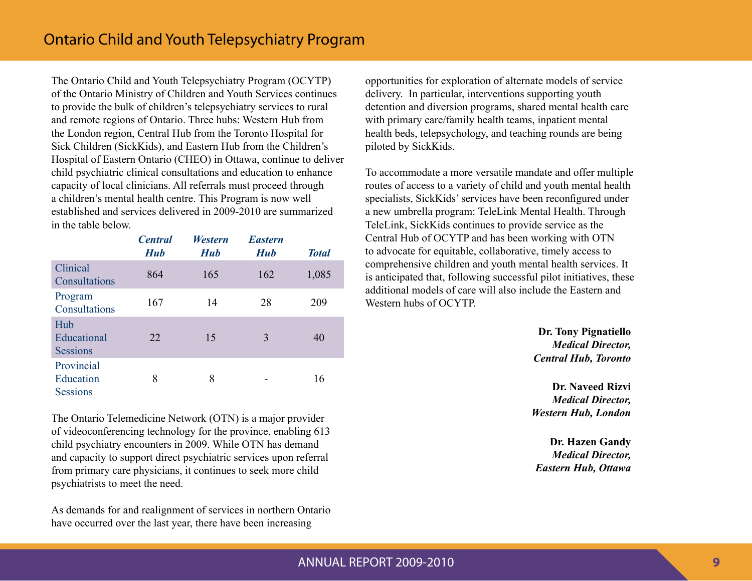# Ontario Child and Youth Telepsychiatry Program

The Ontario Child and Youth Telepsychiatry Program (OCYTP) of the Ontario Ministry of Children and Youth Services continues to provide the bulk of children's telepsychiatry services to rural and remote regions of Ontario. Three hubs: Western Hub from the London region, Central Hub from the Toronto Hospital for Sick Children (SickKids), and Eastern Hub from the Children's Hospital of Eastern Ontario (CHEO) in Ottawa, continue to deliver child psychiatric clinical consultations and education to enhance capacity of local clinicians. All referrals must proceed through a children's mental health centre. This Program is now well established and services delivered in 2009-2010 are summarized in the table below.

| | *Central Hub* | *Western Hub* | *Eastern Hub* | *Total* |
|---|---|---|---|---|
| Clinical Consultations | 864 | 165 | 162 | 1,085 |
| Program Consultations | 167 | 14 | 28 | 209 |
| Hub Educational Sessions | 22 | 15 | 3 | 40 |
| Provincial Education Sessions | 8 | 8 | - | 16 |

The Ontario Telemedicine Network (OTN) is a major provider of videoconferencing technology for the province, enabling 613 child psychiatry encounters in 2009. While OTN has demand and capacity to support direct psychiatric services upon referral from primary care physicians, it continues to seek more child psychiatrists to meet the need.

As demands for and realignment of services in northern Ontario have occurred over the last year, there have been increasing opportunities for exploration of alternate models of service delivery. In particular, interventions supporting youth detention and diversion programs, shared mental health care with primary care/family health teams, inpatient mental health beds, telepsychology, and teaching rounds are being piloted by SickKids.

To accommodate a more versatile mandate and offer multiple routes of access to a variety of child and youth mental health specialists, SickKids' services have been reconfigured under a new umbrella program: TeleLink Mental Health. Through TeleLink, SickKids continues to provide service as the Central Hub of OCYTP and has been working with OTN to advocate for equitable, collaborative, timely access to comprehensive children and youth mental health services. It is anticipated that, following successful pilot initiatives, these additional models of care will also include the Eastern and Western hubs of OCYTP.

**Dr. Tony Pignatiello**
***Medical Director,***
***Central Hub, Toronto***

**Dr. Naveed Rizvi**
***Medical Director,***
***Western Hub, London***

**Dr. Hazen Gandy**
***Medical Director,***
***Eastern Hub, Ottawa***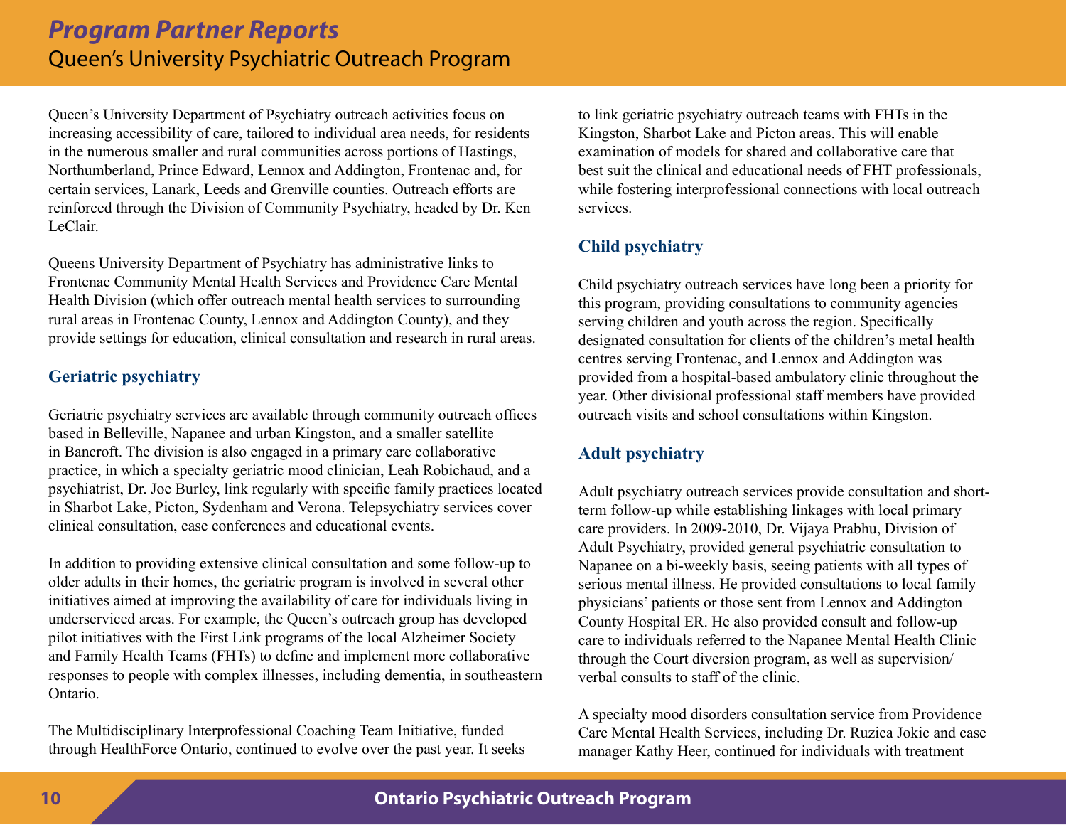# *Program Partner Reports*

## Queen's University Psychiatric Outreach Program

Queen's University Department of Psychiatry outreach activities focus on increasing accessibility of care, tailored to individual area needs, for residents in the numerous smaller and rural communities across portions of Hastings, Northumberland, Prince Edward, Lennox and Addington, Frontenac and, for certain services, Lanark, Leeds and Grenville counties. Outreach efforts are reinforced through the Division of Community Psychiatry, headed by Dr. Ken LeClair.

Queens University Department of Psychiatry has administrative links to Frontenac Community Mental Health Services and Providence Care Mental Health Division (which offer outreach mental health services to surrounding rural areas in Frontenac County, Lennox and Addington County), and they provide settings for education, clinical consultation and research in rural areas.

### Geriatric psychiatry

Geriatric psychiatry services are available through community outreach offices based in Belleville, Napanee and urban Kingston, and a smaller satellite in Bancroft. The division is also engaged in a primary care collaborative practice, in which a specialty geriatric mood clinician, Leah Robichaud, and a psychiatrist, Dr. Joe Burley, link regularly with specific family practices located in Sharbot Lake, Picton, Sydenham and Verona. Telepsychiatry services cover clinical consultation, case conferences and educational events.

In addition to providing extensive clinical consultation and some follow-up to older adults in their homes, the geriatric program is involved in several other initiatives aimed at improving the availability of care for individuals living in underserviced areas. For example, the Queen's outreach group has developed pilot initiatives with the First Link programs of the local Alzheimer Society and Family Health Teams (FHTs) to define and implement more collaborative responses to people with complex illnesses, including dementia, in southeastern Ontario.

The Multidisciplinary Interprofessional Coaching Team Initiative, funded through HealthForce Ontario, continued to evolve over the past year. It seeks to link geriatric psychiatry outreach teams with FHTs in the Kingston, Sharbot Lake and Picton areas. This will enable examination of models for shared and collaborative care that best suit the clinical and educational needs of FHT professionals, while fostering interprofessional connections with local outreach services.

### Child psychiatry

Child psychiatry outreach services have long been a priority for this program, providing consultations to community agencies serving children and youth across the region. Specifically designated consultation for clients of the children's metal health centres serving Frontenac, and Lennox and Addington was provided from a hospital-based ambulatory clinic throughout the year. Other divisional professional staff members have provided outreach visits and school consultations within Kingston.

### Adult psychiatry

Adult psychiatry outreach services provide consultation and short-term follow-up while establishing linkages with local primary care providers. In 2009-2010, Dr. Vijaya Prabhu, Division of Adult Psychiatry, provided general psychiatric consultation to Napanee on a bi-weekly basis, seeing patients with all types of serious mental illness. He provided consultations to local family physicians' patients or those sent from Lennox and Addington County Hospital ER. He also provided consult and follow-up care to individuals referred to the Napanee Mental Health Clinic through the Court diversion program, as well as supervision/verbal consults to staff of the clinic.

A specialty mood disorders consultation service from Providence Care Mental Health Services, including Dr. Ruzica Jokic and case manager Kathy Heer, continued for individuals with treatment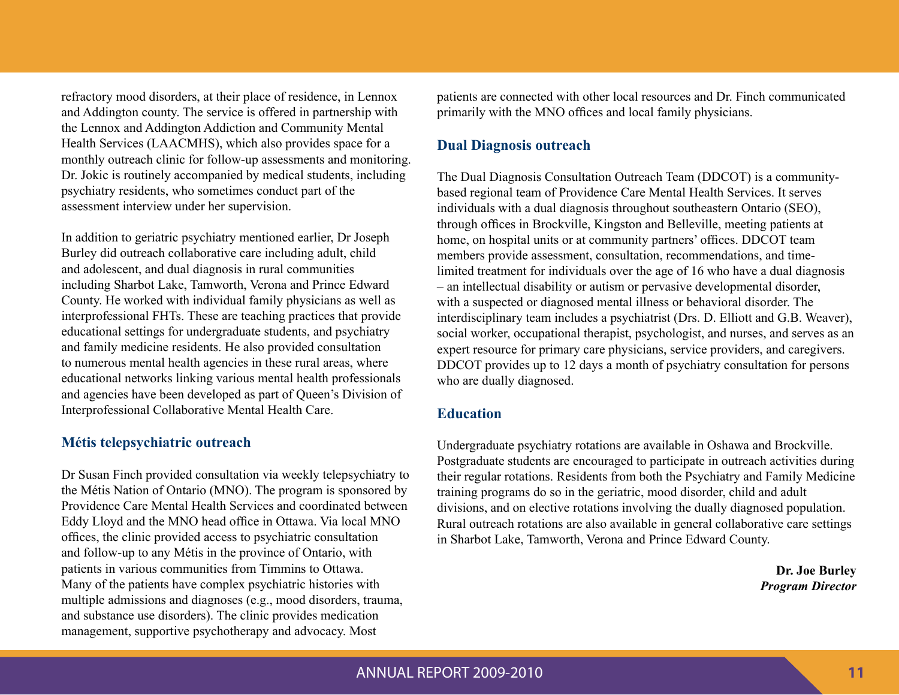refractory mood disorders, at their place of residence, in Lennox and Addington county. The service is offered in partnership with the Lennox and Addington Addiction and Community Mental Health Services (LAACMHS), which also provides space for a monthly outreach clinic for follow-up assessments and monitoring. Dr. Jokic is routinely accompanied by medical students, including psychiatry residents, who sometimes conduct part of the assessment interview under her supervision.

In addition to geriatric psychiatry mentioned earlier, Dr Joseph Burley did outreach collaborative care including adult, child and adolescent, and dual diagnosis in rural communities including Sharbot Lake, Tamworth, Verona and Prince Edward County. He worked with individual family physicians as well as interprofessional FHTs. These are teaching practices that provide educational settings for undergraduate students, and psychiatry and family medicine residents. He also provided consultation to numerous mental health agencies in these rural areas, where educational networks linking various mental health professionals and agencies have been developed as part of Queen's Division of Interprofessional Collaborative Mental Health Care.

### Métis telepsychiatric outreach

Dr Susan Finch provided consultation via weekly telepsychiatry to the Métis Nation of Ontario (MNO). The program is sponsored by Providence Care Mental Health Services and coordinated between Eddy Lloyd and the MNO head office in Ottawa. Via local MNO offices, the clinic provided access to psychiatric consultation and follow-up to any Métis in the province of Ontario, with patients in various communities from Timmins to Ottawa. Many of the patients have complex psychiatric histories with multiple admissions and diagnoses (e.g., mood disorders, trauma, and substance use disorders). The clinic provides medication management, supportive psychotherapy and advocacy. Most patients are connected with other local resources and Dr. Finch communicated primarily with the MNO offices and local family physicians.

### Dual Diagnosis outreach

The Dual Diagnosis Consultation Outreach Team (DDCOT) is a community-based regional team of Providence Care Mental Health Services. It serves individuals with a dual diagnosis throughout southeastern Ontario (SEO), through offices in Brockville, Kingston and Belleville, meeting patients at home, on hospital units or at community partners' offices. DDCOT team members provide assessment, consultation, recommendations, and time-limited treatment for individuals over the age of 16 who have a dual diagnosis – an intellectual disability or autism or pervasive developmental disorder, with a suspected or diagnosed mental illness or behavioral disorder. The interdisciplinary team includes a psychiatrist (Drs. D. Elliott and G.B. Weaver), social worker, occupational therapist, psychologist, and nurses, and serves as an expert resource for primary care physicians, service providers, and caregivers. DDCOT provides up to 12 days a month of psychiatry consultation for persons who are dually diagnosed.

### Education

Undergraduate psychiatry rotations are available in Oshawa and Brockville. Postgraduate students are encouraged to participate in outreach activities during their regular rotations. Residents from both the Psychiatry and Family Medicine training programs do so in the geriatric, mood disorder, child and adult divisions, and on elective rotations involving the dually diagnosed population. Rural outreach rotations are also available in general collaborative care settings in Sharbot Lake, Tamworth, Verona and Prince Edward County.

**Dr. Joe Burley**
***Program Director***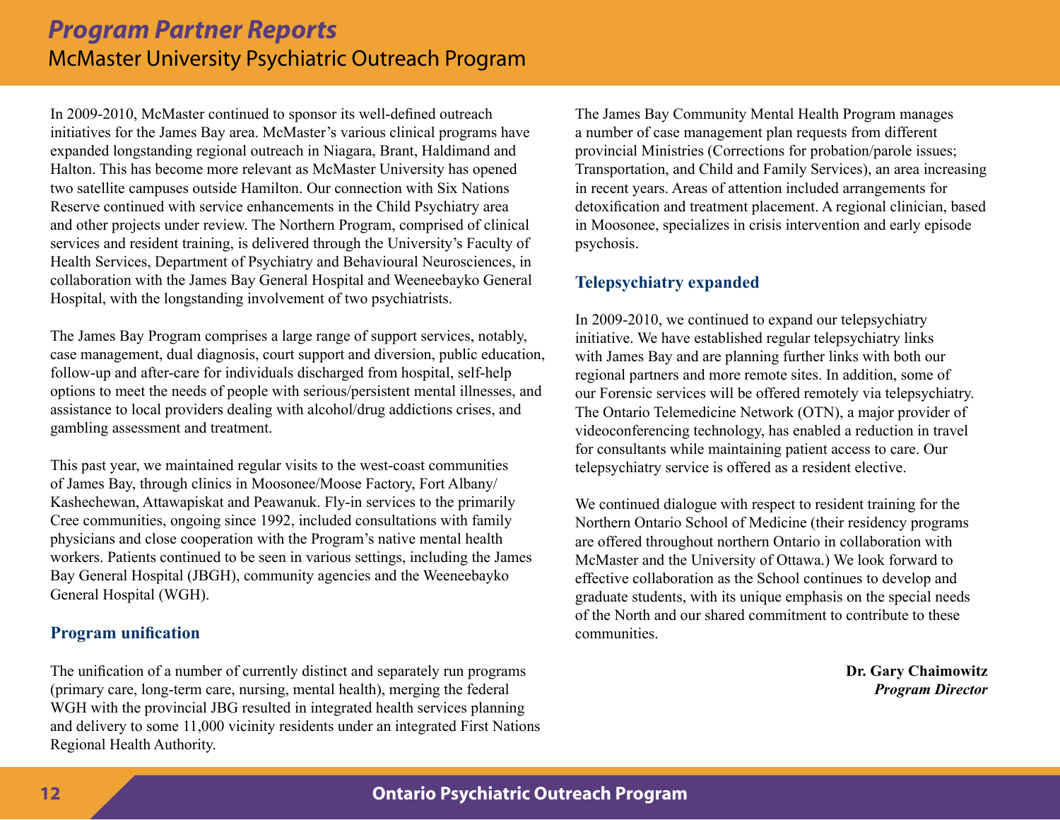# *Program Partner Reports*

## McMaster University Psychiatric Outreach Program

In 2009-2010, McMaster continued to sponsor its well-defined outreach initiatives for the James Bay area. McMaster's various clinical programs have expanded longstanding regional outreach in Niagara, Brant, Haldimand and Halton. This has become more relevant as McMaster University has opened two satellite campuses outside Hamilton. Our connection with Six Nations Reserve continued with service enhancements in the Child Psychiatry area and other projects under review. The Northern Program, comprised of clinical services and resident training, is delivered through the University's Faculty of Health Services, Department of Psychiatry and Behavioural Neurosciences, in collaboration with the James Bay General Hospital and Weeneebayko General Hospital, with the longstanding involvement of two psychiatrists.

The James Bay Program comprises a large range of support services, notably, case management, dual diagnosis, court support and diversion, public education, follow-up and after-care for individuals discharged from hospital, self-help options to meet the needs of people with serious/persistent mental illnesses, and assistance to local providers dealing with alcohol/drug addictions crises, and gambling assessment and treatment.

This past year, we maintained regular visits to the west-coast communities of James Bay, through clinics in Moosonee/Moose Factory, Fort Albany/Kashechewan, Attawapiskat and Peawanuk. Fly-in services to the primarily Cree communities, ongoing since 1992, included consultations with family physicians and close cooperation with the Program's native mental health workers. Patients continued to be seen in various settings, including the James Bay General Hospital (JBGH), community agencies and the Weeneebayko General Hospital (WGH).

### Program unification

The unification of a number of currently distinct and separately run programs (primary care, long-term care, nursing, mental health), merging the federal WGH with the provincial JBG resulted in integrated health services planning and delivery to some 11,000 vicinity residents under an integrated First Nations Regional Health Authority.

The James Bay Community Mental Health Program manages a number of case management plan requests from different provincial Ministries (Corrections for probation/parole issues; Transportation, and Child and Family Services), an area increasing in recent years. Areas of attention included arrangements for detoxification and treatment placement. A regional clinician, based in Moosonee, specializes in crisis intervention and early episode psychosis.

### Telepsychiatry expanded

In 2009-2010, we continued to expand our telepsychiatry initiative. We have established regular telepsychiatry links with James Bay and are planning further links with both our regional partners and more remote sites. In addition, some of our Forensic services will be offered remotely via telepsychiatry. The Ontario Telemedicine Network (OTN), a major provider of videoconferencing technology, has enabled a reduction in travel for consultants while maintaining patient access to care. Our telepsychiatry service is offered as a resident elective.

We continued dialogue with respect to resident training for the Northern Ontario School of Medicine (their residency programs are offered throughout northern Ontario in collaboration with McMaster and the University of Ottawa.) We look forward to effective collaboration as the School continues to develop and graduate students, with its unique emphasis on the special needs of the North and our shared commitment to contribute to these communities.

**Dr. Gary Chaimowitz**
***Program Director***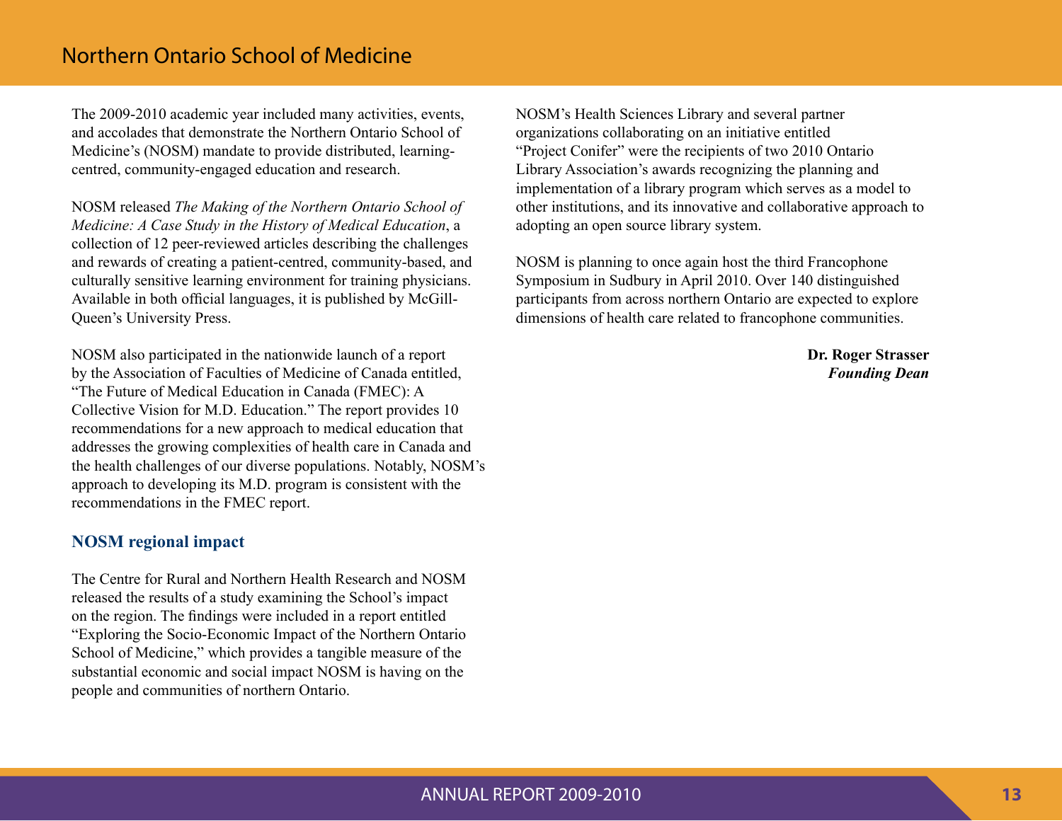The 2009-2010 academic year included many activities, events, and accolades that demonstrate the Northern Ontario School of Medicine's (NOSM) mandate to provide distributed, learning-centred, community-engaged education and research.

NOSM released *The Making of the Northern Ontario School of Medicine: A Case Study in the History of Medical Education*, a collection of 12 peer-reviewed articles describing the challenges and rewards of creating a patient-centred, community-based, and culturally sensitive learning environment for training physicians. Available in both official languages, it is published by McGill-Queen's University Press.

NOSM also participated in the nationwide launch of a report by the Association of Faculties of Medicine of Canada entitled, "The Future of Medical Education in Canada (FMEC): A Collective Vision for M.D. Education." The report provides 10 recommendations for a new approach to medical education that addresses the growing complexities of health care in Canada and the health challenges of our diverse populations. Notably, NOSM's approach to developing its M.D. program is consistent with the recommendations in the FMEC report.

### NOSM regional impact

The Centre for Rural and Northern Health Research and NOSM released the results of a study examining the School's impact on the region. The findings were included in a report entitled "Exploring the Socio-Economic Impact of the Northern Ontario School of Medicine," which provides a tangible measure of the substantial economic and social impact NOSM is having on the people and communities of northern Ontario.

NOSM's Health Sciences Library and several partner organizations collaborating on an initiative entitled "Project Conifer" were the recipients of two 2010 Ontario Library Association's awards recognizing the planning and implementation of a library program which serves as a model to other institutions, and its innovative and collaborative approach to adopting an open source library system.

NOSM is planning to once again host the third Francophone Symposium in Sudbury in April 2010. Over 140 distinguished participants from across northern Ontario are expected to explore dimensions of health care related to francophone communities.

**Dr. Roger Strasser**
***Founding Dean***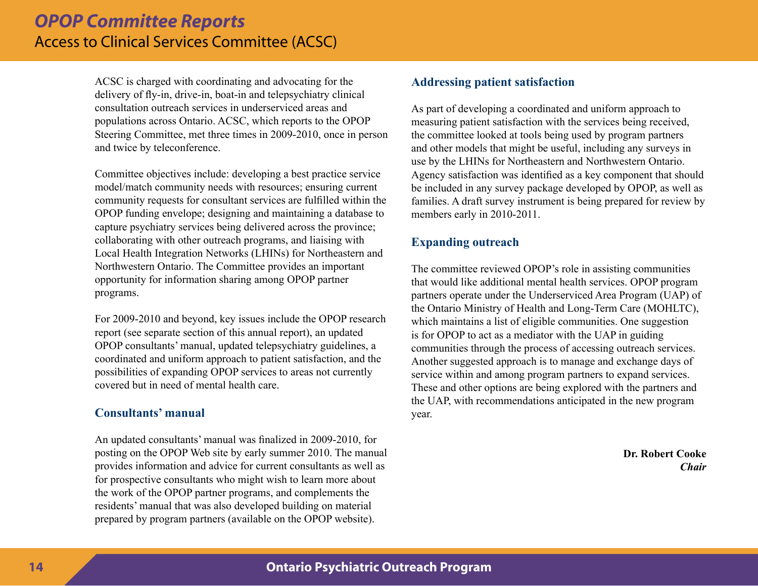# OPOP Committee Reports

## Access to Clinical Services Committee (ACSC)

ACSC is charged with coordinating and advocating for the delivery of fly-in, drive-in, boat-in and telepsychiatry clinical consultation outreach services in underserviced areas and populations across Ontario. ACSC, which reports to the OPOP Steering Committee, met three times in 2009-2010, once in person and twice by teleconference.

Committee objectives include: developing a best practice service model/match community needs with resources; ensuring current community requests for consultant services are fulfilled within the OPOP funding envelope; designing and maintaining a database to capture psychiatry services being delivered across the province; collaborating with other outreach programs, and liaising with Local Health Integration Networks (LHINs) for Northeastern and Northwestern Ontario. The Committee provides an important opportunity for information sharing among OPOP partner programs.

For 2009-2010 and beyond, key issues include the OPOP research report (see separate section of this annual report), an updated OPOP consultants' manual, updated telepsychiatry guidelines, a coordinated and uniform approach to patient satisfaction, and the possibilities of expanding OPOP services to areas not currently covered but in need of mental health care.

### Consultants' manual

An updated consultants' manual was finalized in 2009-2010, for posting on the OPOP Web site by early summer 2010. The manual provides information and advice for current consultants as well as for prospective consultants who might wish to learn more about the work of the OPOP partner programs, and complements the residents' manual that was also developed building on material prepared by program partners (available on the OPOP website).

### Addressing patient satisfaction

As part of developing a coordinated and uniform approach to measuring patient satisfaction with the services being received, the committee looked at tools being used by program partners and other models that might be useful, including any surveys in use by the LHINs for Northeastern and Northwestern Ontario. Agency satisfaction was identified as a key component that should be included in any survey package developed by OPOP, as well as families. A draft survey instrument is being prepared for review by members early in 2010-2011.

### Expanding outreach

The committee reviewed OPOP's role in assisting communities that would like additional mental health services. OPOP program partners operate under the Underserviced Area Program (UAP) of the Ontario Ministry of Health and Long-Term Care (MOHLTC), which maintains a list of eligible communities. One suggestion is for OPOP to act as a mediator with the UAP in guiding communities through the process of accessing outreach services. Another suggested approach is to manage and exchange days of service within and among program partners to expand services. These and other options are being explored with the partners and the UAP, with recommendations anticipated in the new program year.

**Dr. Robert Cooke**
***Chair***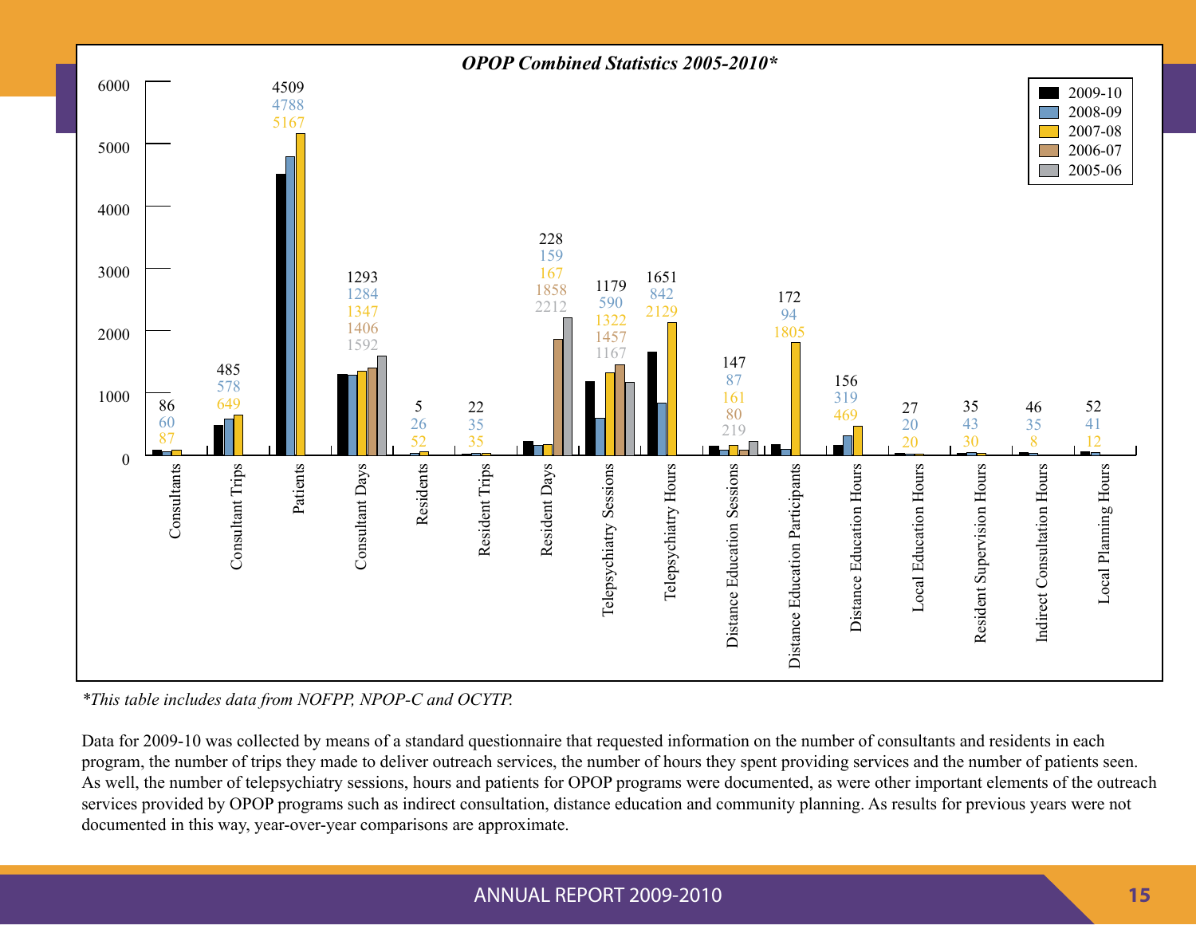***OPOP Combined Statistics 2005-2010****

| Category | 2009-10 | 2008-09 | 2007-08 | 2006-07 | 2005-06 |
|---|---|---|---|---|---|
| Consultants | 86 | 60 | 87 | | |
| Consultant Trips | 485 | 578 | 649 | | |
| Patients | 4509 | 4788 | 5167 | | |
| Consultant Days | 1293 | 1284 | 1347 | 1406 | 1592 |
| Residents | 5 | 26 | 52 | | |
| Resident Trips | 22 | 35 | 35 | | |
| Resident Days | 228 | 159 | 167 | 1858 | 2212 |
| Telepsychiatry Sessions | 1179 | 590 | 1322 | 1457 | 1167 |
| Telepsychiatry Hours | 1651 | 842 | 2129 | | |
| Distance Education Sessions | 147 | 87 | 161 | 80 | 219 |
| Distance Education Participants | 172 | 94 | 1805 | | |
| Distance Education Hours | 156 | 319 | 469 | | |
| Local Education Hours | 27 | 20 | 20 | | |
| Resident Supervision Hours | 35 | 43 | 30 | | |
| Indirect Consultation Hours | 46 | 35 | 8 | | |
| Local Planning Hours | 52 | 41 | 12 | | |

**This table includes data from NOFPP, NPOP-C and OCYTP.*

Data for 2009-10 was collected by means of a standard questionnaire that requested information on the number of consultants and residents in each program, the number of trips they made to deliver outreach services, the number of hours they spent providing services and the number of patients seen. As well, the number of telepsychiatry sessions, hours and patients for OPOP programs were documented, as were other important elements of the outreach services provided by OPOP programs such as indirect consultation, distance education and community planning. As results for previous years were not documented in this way, year-over-year comparisons are approximate.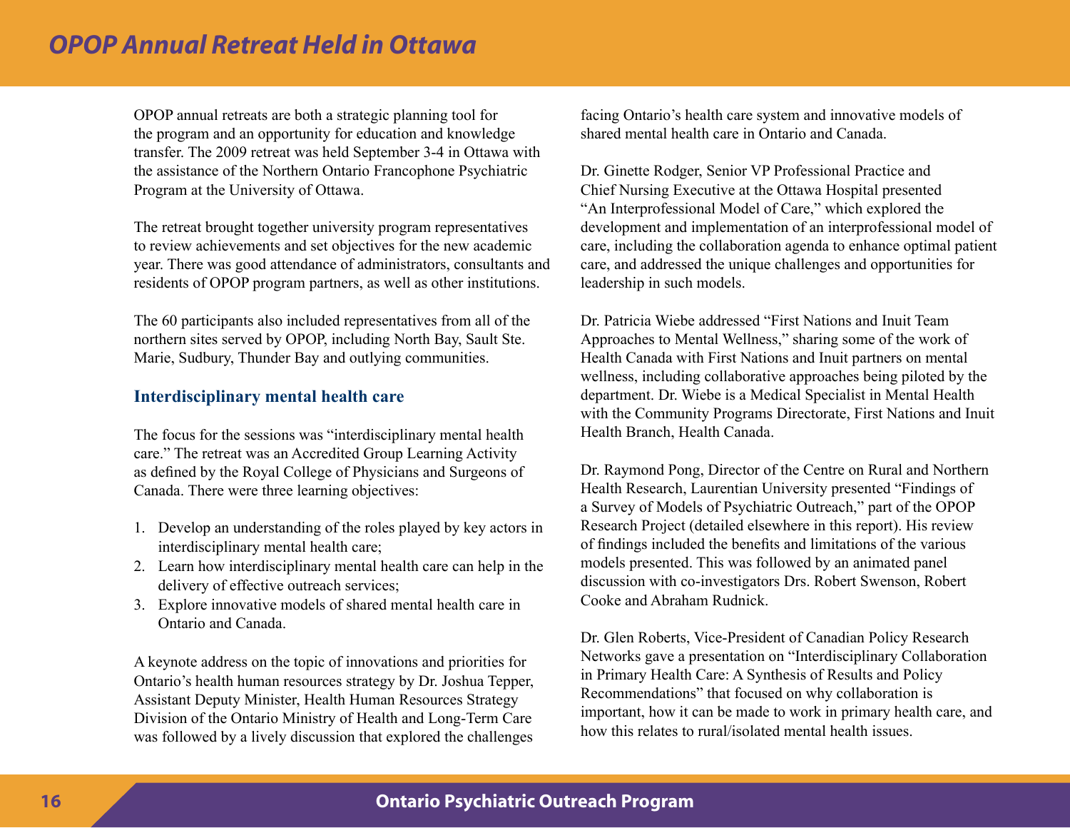# OPOP Annual Retreat Held in Ottawa

OPOP annual retreats are both a strategic planning tool for the program and an opportunity for education and knowledge transfer. The 2009 retreat was held September 3-4 in Ottawa with the assistance of the Northern Ontario Francophone Psychiatric Program at the University of Ottawa.

The retreat brought together university program representatives to review achievements and set objectives for the new academic year. There was good attendance of administrators, consultants and residents of OPOP program partners, as well as other institutions.

The 60 participants also included representatives from all of the northern sites served by OPOP, including North Bay, Sault Ste. Marie, Sudbury, Thunder Bay and outlying communities.

## Interdisciplinary mental health care

The focus for the sessions was "interdisciplinary mental health care." The retreat was an Accredited Group Learning Activity as defined by the Royal College of Physicians and Surgeons of Canada. There were three learning objectives:

1. Develop an understanding of the roles played by key actors in interdisciplinary mental health care;
2. Learn how interdisciplinary mental health care can help in the delivery of effective outreach services;
3. Explore innovative models of shared mental health care in Ontario and Canada.

A keynote address on the topic of innovations and priorities for Ontario's health human resources strategy by Dr. Joshua Tepper, Assistant Deputy Minister, Health Human Resources Strategy Division of the Ontario Ministry of Health and Long-Term Care was followed by a lively discussion that explored the challenges facing Ontario's health care system and innovative models of shared mental health care in Ontario and Canada.

Dr. Ginette Rodger, Senior VP Professional Practice and Chief Nursing Executive at the Ottawa Hospital presented "An Interprofessional Model of Care," which explored the development and implementation of an interprofessional model of care, including the collaboration agenda to enhance optimal patient care, and addressed the unique challenges and opportunities for leadership in such models.

Dr. Patricia Wiebe addressed "First Nations and Inuit Team Approaches to Mental Wellness," sharing some of the work of Health Canada with First Nations and Inuit partners on mental wellness, including collaborative approaches being piloted by the department. Dr. Wiebe is a Medical Specialist in Mental Health with the Community Programs Directorate, First Nations and Inuit Health Branch, Health Canada.

Dr. Raymond Pong, Director of the Centre on Rural and Northern Health Research, Laurentian University presented "Findings of a Survey of Models of Psychiatric Outreach," part of the OPOP Research Project (detailed elsewhere in this report). His review of findings included the benefits and limitations of the various models presented. This was followed by an animated panel discussion with co-investigators Drs. Robert Swenson, Robert Cooke and Abraham Rudnick.

Dr. Glen Roberts, Vice-President of Canadian Policy Research Networks gave a presentation on "Interdisciplinary Collaboration in Primary Health Care: A Synthesis of Results and Policy Recommendations" that focused on why collaboration is important, how it can be made to work in primary health care, and how this relates to rural/isolated mental health issues.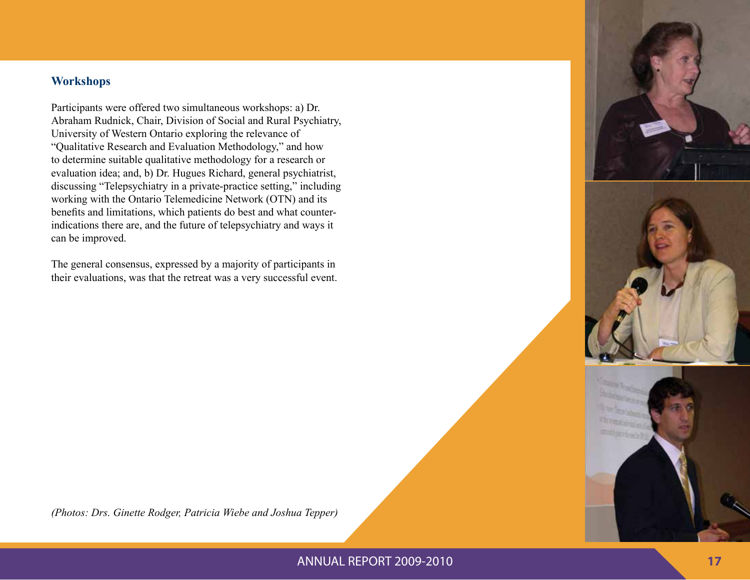## Workshops

Participants were offered two simultaneous workshops: a) Dr. Abraham Rudnick, Chair, Division of Social and Rural Psychiatry, University of Western Ontario exploring the relevance of "Qualitative Research and Evaluation Methodology," and how to determine suitable qualitative methodology for a research or evaluation idea; and, b) Dr. Hugues Richard, general psychiatrist, discussing "Telepsychiatry in a private-practice setting," including working with the Ontario Telemedicine Network (OTN) and its benefits and limitations, which patients do best and what counter-indications there are, and the future of telepsychiatry and ways it can be improved.

The general consensus, expressed by a majority of participants in their evaluations, was that the retreat was a very successful event.

*(Photos: Drs. Ginette Rodger, Patricia Wiebe and Joshua Tepper)*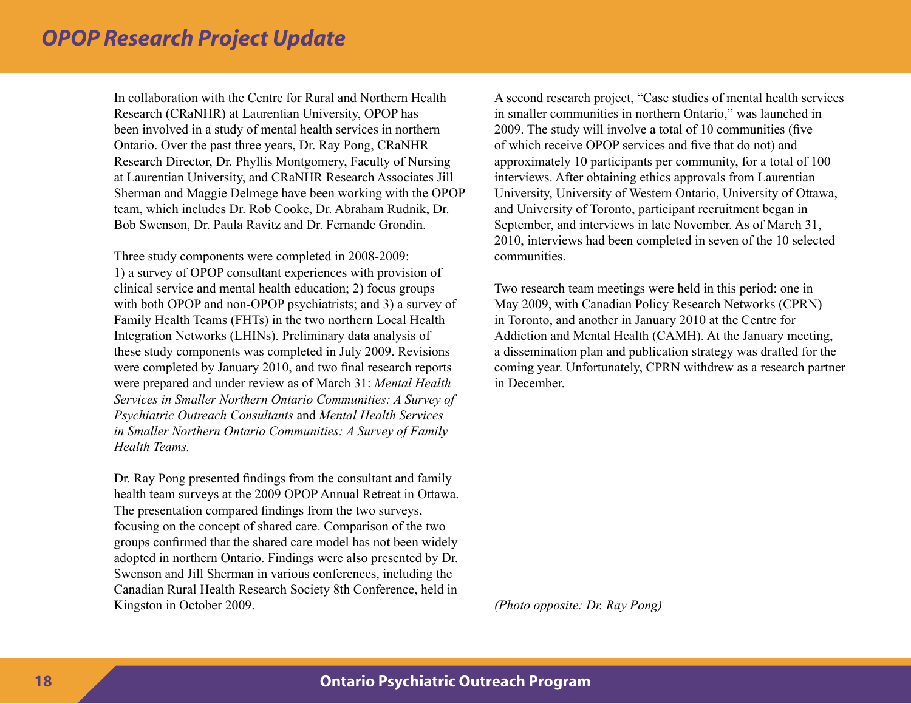# OPOP Research Project Update

In collaboration with the Centre for Rural and Northern Health Research (CRaNHR) at Laurentian University, OPOP has been involved in a study of mental health services in northern Ontario. Over the past three years, Dr. Ray Pong, CRaNHR Research Director, Dr. Phyllis Montgomery, Faculty of Nursing at Laurentian University, and CRaNHR Research Associates Jill Sherman and Maggie Delmege have been working with the OPOP team, which includes Dr. Rob Cooke, Dr. Abraham Rudnik, Dr. Bob Swenson, Dr. Paula Ravitz and Dr. Fernande Grondin.

Three study components were completed in 2008-2009: 1) a survey of OPOP consultant experiences with provision of clinical service and mental health education; 2) focus groups with both OPOP and non-OPOP psychiatrists; and 3) a survey of Family Health Teams (FHTs) in the two northern Local Health Integration Networks (LHINs). Preliminary data analysis of these study components was completed in July 2009. Revisions were completed by January 2010, and two final research reports were prepared and under review as of March 31: *Mental Health Services in Smaller Northern Ontario Communities: A Survey of Psychiatric Outreach Consultants* and *Mental Health Services in Smaller Northern Ontario Communities: A Survey of Family Health Teams.*

Dr. Ray Pong presented findings from the consultant and family health team surveys at the 2009 OPOP Annual Retreat in Ottawa. The presentation compared findings from the two surveys, focusing on the concept of shared care. Comparison of the two groups confirmed that the shared care model has not been widely adopted in northern Ontario. Findings were also presented by Dr. Swenson and Jill Sherman in various conferences, including the Canadian Rural Health Research Society 8th Conference, held in Kingston in October 2009.

A second research project, "Case studies of mental health services in smaller communities in northern Ontario," was launched in 2009. The study will involve a total of 10 communities (five of which receive OPOP services and five that do not) and approximately 10 participants per community, for a total of 100 interviews. After obtaining ethics approvals from Laurentian University, University of Western Ontario, University of Ottawa, and University of Toronto, participant recruitment began in September, and interviews in late November. As of March 31, 2010, interviews had been completed in seven of the 10 selected communities.

Two research team meetings were held in this period: one in May 2009, with Canadian Policy Research Networks (CPRN) in Toronto, and another in January 2010 at the Centre for Addiction and Mental Health (CAMH). At the January meeting, a dissemination plan and publication strategy was drafted for the coming year. Unfortunately, CPRN withdrew as a research partner in December.

*(Photo opposite: Dr. Ray Pong)*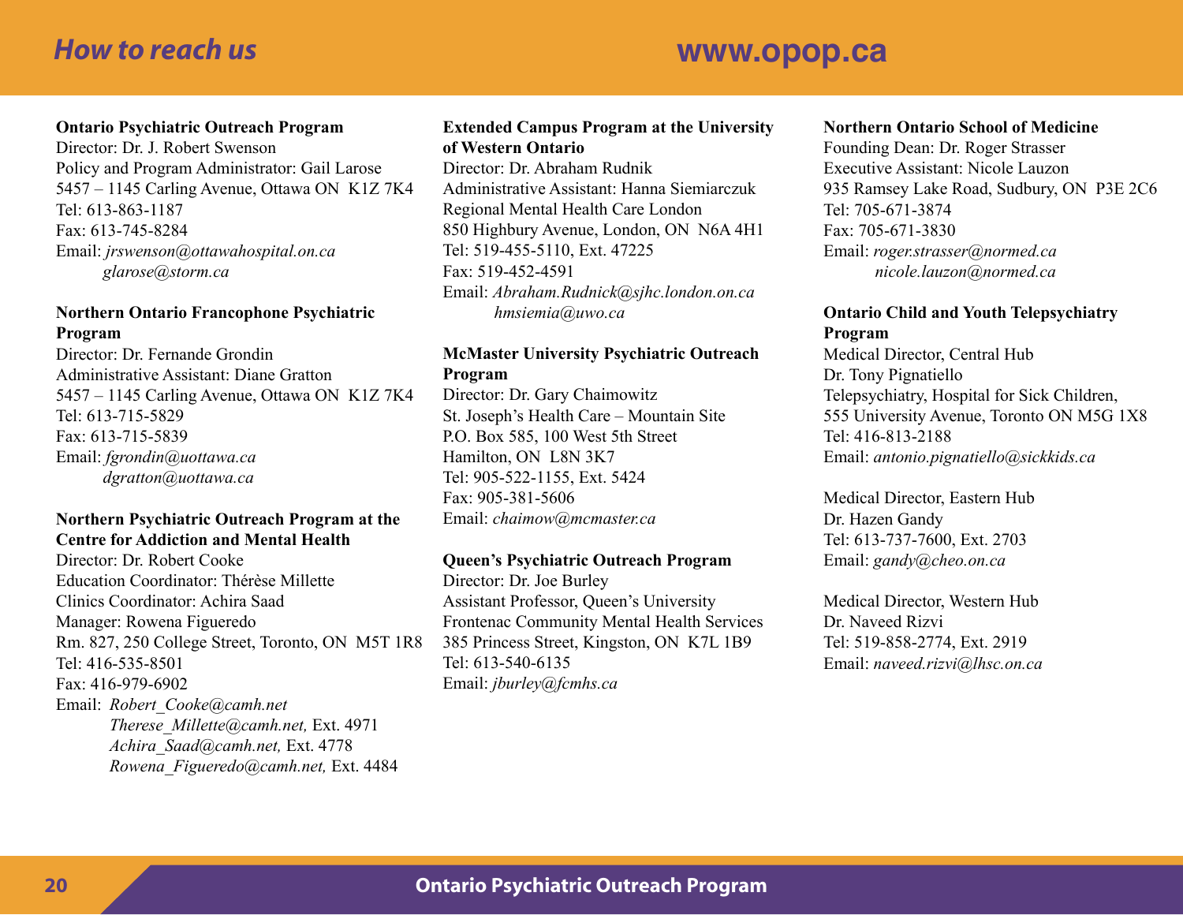# How to reach us

www.opop.ca

**Ontario Psychiatric Outreach Program**
Director: Dr. J. Robert Swenson
Policy and Program Administrator: Gail Larose
5457 – 1145 Carling Avenue, Ottawa ON K1Z 7K4
Tel: 613-863-1187
Fax: 613-745-8284
Email: *jrswenson@ottawahospital.on.ca*
*glarose@storm.ca*

**Northern Ontario Francophone Psychiatric Program**
Director: Dr. Fernande Grondin
Administrative Assistant: Diane Gratton
5457 – 1145 Carling Avenue, Ottawa ON K1Z 7K4
Tel: 613-715-5829
Fax: 613-715-5839
Email: *fgrondin@uottawa.ca*
*dgratton@uottawa.ca*

**Northern Psychiatric Outreach Program at the Centre for Addiction and Mental Health**
Director: Dr. Robert Cooke
Education Coordinator: Thérèse Millette
Clinics Coordinator: Achira Saad
Manager: Rowena Figueredo
Rm. 827, 250 College Street, Toronto, ON M5T 1R8
Tel: 416-535-8501
Fax: 416-979-6902
Email: *Robert_Cooke@camh.net*
*Therese_Millette@camh.net,* Ext. 4971
*Achira_Saad@camh.net,* Ext. 4778
*Rowena_Figueredo@camh.net,* Ext. 4484

**Extended Campus Program at the University of Western Ontario**
Director: Dr. Abraham Rudnik
Administrative Assistant: Hanna Siemiarczuk
Regional Mental Health Care London
850 Highbury Avenue, London, ON N6A 4H1
Tel: 519-455-5110, Ext. 47225
Fax: 519-452-4591
Email: *Abraham.Rudnick@sjhc.london.on.ca*
*hmsiemia@uwo.ca*

**McMaster University Psychiatric Outreach Program**
Director: Dr. Gary Chaimowitz
St. Joseph's Health Care – Mountain Site
P.O. Box 585, 100 West 5th Street
Hamilton, ON L8N 3K7
Tel: 905-522-1155, Ext. 5424
Fax: 905-381-5606
Email: *chaimow@mcmaster.ca*

**Queen's Psychiatric Outreach Program**
Director: Dr. Joe Burley
Assistant Professor, Queen's University
Frontenac Community Mental Health Services
385 Princess Street, Kingston, ON K7L 1B9
Tel: 613-540-6135
Email: *jburley@fcmhs.ca*

**Northern Ontario School of Medicine**
Founding Dean: Dr. Roger Strasser
Executive Assistant: Nicole Lauzon
935 Ramsey Lake Road, Sudbury, ON P3E 2C6
Tel: 705-671-3874
Fax: 705-671-3830
Email: *roger.strasser@normed.ca*
*nicole.lauzon@normed.ca*

**Ontario Child and Youth Telepsychiatry Program**
Medical Director, Central Hub
Dr. Tony Pignatiello
Telepsychiatry, Hospital for Sick Children,
555 University Avenue, Toronto ON M5G 1X8
Tel: 416-813-2188
Email: *antonio.pignatiello@sickkids.ca*

Medical Director, Eastern Hub
Dr. Hazen Gandy
Tel: 613-737-7600, Ext. 2703
Email: *gandy@cheo.on.ca*

Medical Director, Western Hub
Dr. Naveed Rizvi
Tel: 519-858-2774, Ext. 2919
Email: *naveed.rizvi@lhsc.on.ca*